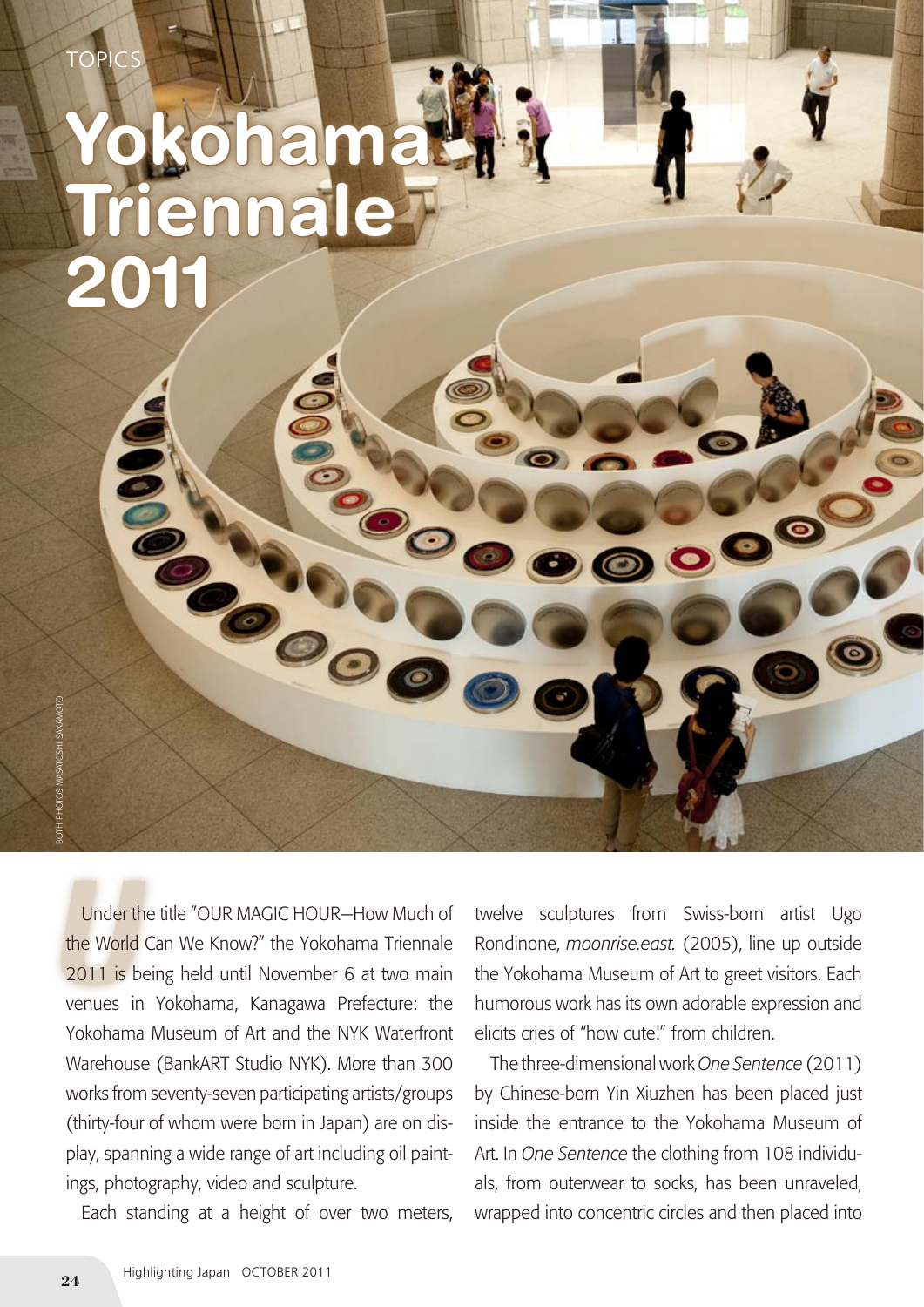TOPICS

# Yokohama Triennale 2011

BOTH PHOTOS MASATOSHI SAKAMOTO

Under the title "OUR MAGIC HOUR—How Much of the World Can We Know?" the Yokohama Triennale 2011 is being held until November 6 at two main venues in Yokohama, Kanagawa Prefecture: the Yokohama Museum of Art and the NYK Waterfront Warehouse (BankART Studio NYK). More than 300 works from seventy-seven participating artists/groups (thirty-four of whom were born in Japan) are on display, spanning a wide range of art including oil paintings, photography, video and sculpture.

Each standing at a height of over two meters, twelve sculptures from Swiss-born artist Ugo Rondinone, *moonrise.east.* (2005), line up outside the Yokohama Museum of Art to greet visitors. Each humorous work has its own adorable expression and elicits cries of "how cute!" from children.

The three-dimensional work *One Sentence* (2011) by Chinese-born Yin Xiuzhen has been placed just inside the entrance to the Yokohama Museum of Art. In *One Sentence* the clothing from 108 individuals, from outerwear to socks, has been unraveled, wrapped into concentric circles and then placed into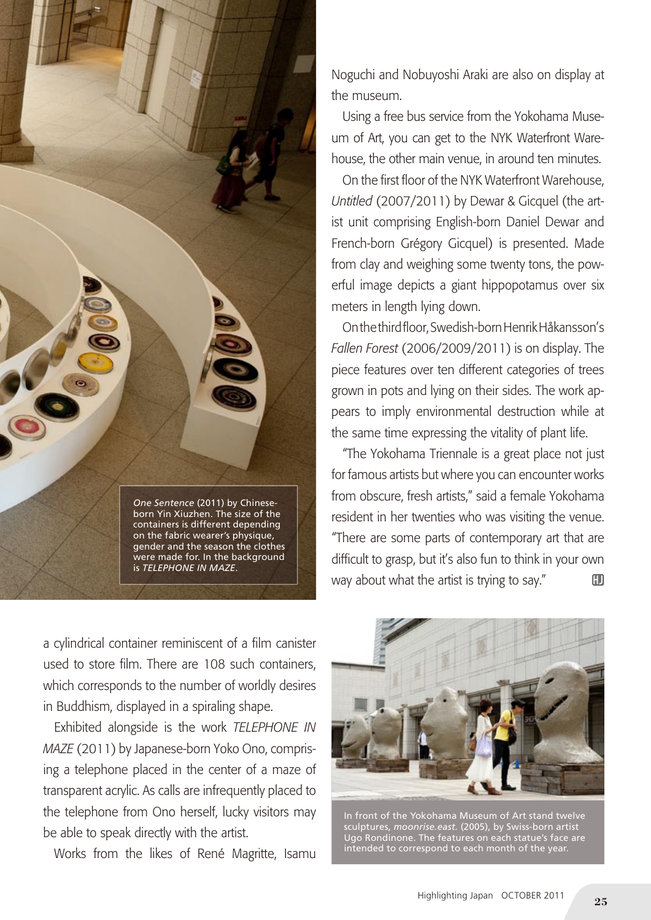*One Sentence* (2011) by Chinese-born Yin Xiuzhen. The size of the containers is different depending on the fabric wearer's physique, gender and the season the clothes were made for. In the background is *TELEPHONE IN MAZE*.

a cylindrical container reminiscent of a film canister used to store film. There are 108 such containers, which corresponds to the number of worldly desires in Buddhism, displayed in a spiraling shape.

Exhibited alongside is the work *TELEPHONE IN MAZE* (2011) by Japanese-born Yoko Ono, comprising a telephone placed in the center of a maze of transparent acrylic. As calls are infrequently placed to the telephone from Ono herself, lucky visitors may be able to speak directly with the artist.

Works from the likes of René Magritte, Isamu Noguchi and Nobuyoshi Araki are also on display at the museum.

Using a free bus service from the Yokohama Museum of Art, you can get to the NYK Waterfront Warehouse, the other main venue, in around ten minutes.

On the first floor of the NYK Waterfront Warehouse, *Untitled* (2007/2011) by Dewar & Gicquel (the artist unit comprising English-born Daniel Dewar and French-born Grégory Gicquel) is presented. Made from clay and weighing some twenty tons, the powerful image depicts a giant hippopotamus over six meters in length lying down.

On the third floor, Swedish-born Henrik Håkansson's *Fallen Forest* (2006/2009/2011) is on display. The piece features over ten different categories of trees grown in pots and lying on their sides. The work appears to imply environmental destruction while at the same time expressing the vitality of plant life.

"The Yokohama Triennale is a great place not just for famous artists but where you can encounter works from obscure, fresh artists," said a female Yokohama resident in her twenties who was visiting the venue. "There are some parts of contemporary art that are difficult to grasp, but it's also fun to think in your own way about what the artist is trying to say."

In front of the Yokohama Museum of Art stand twelve sculptures, *moonrise.east.* (2005), by Swiss-born artist Ugo Rondinone. The features on each statue's face are intended to correspond to each month of the year.